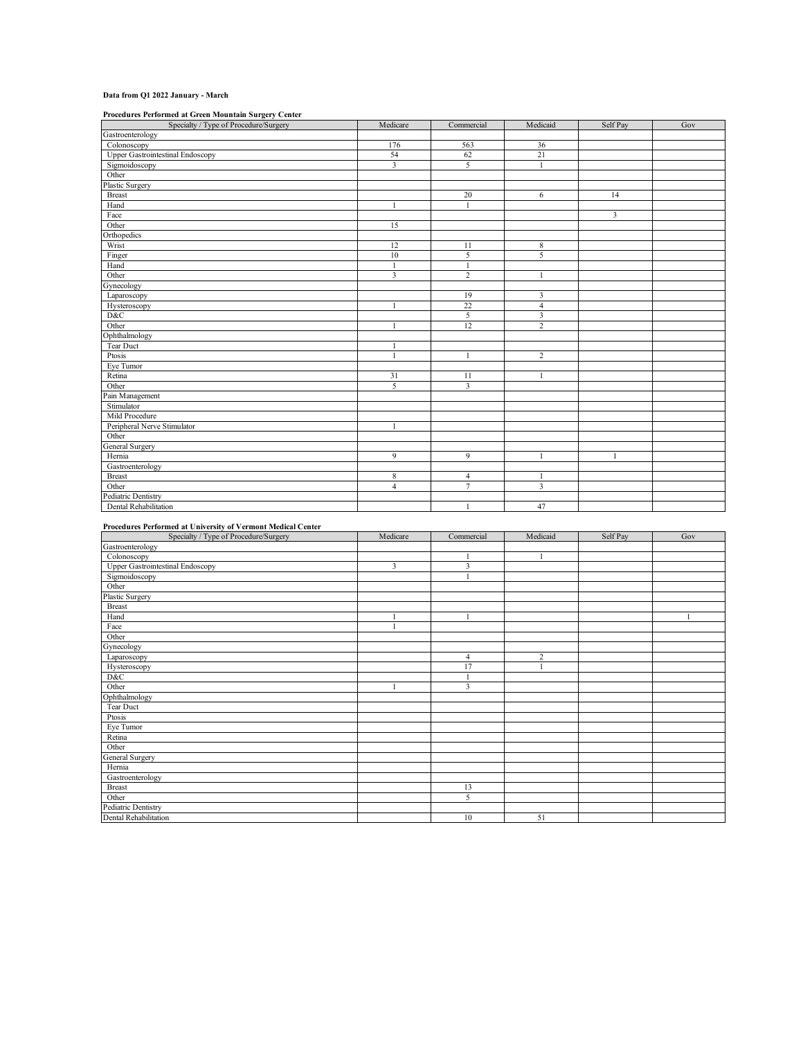**Data from Q1 2022 January - March**

**Procedures Performed at Green Mountain Surgery Center**

| Specialty / Type of Procedure/Surgery | Medicare | Commercial | Medicaid | Self Pay | Gov |
|---|---|---|---|---|---|
| Gastroenterology | | | | | |
| Colonoscopy | 176 | 563 | 36 | | |
| Upper Gastrointestinal Endoscopy | 54 | 62 | 21 | | |
| Sigmoidoscopy | 3 | 5 | 1 | | |
| Other | | | | | |
| Plastic Surgery | | | | | |
| Breast | | 20 | 6 | 14 | |
| Hand | 1 | 1 | | | |
| Face | | | | 3 | |
| Other | 15 | | | | |
| Orthopedics | | | | | |
| Wrist | 12 | 11 | 8 | | |
| Finger | 10 | 5 | 5 | | |
| Hand | 1 | 1 | | | |
| Other | 3 | 2 | 1 | | |
| Gynecology | | | | | |
| Laparoscopy | | 19 | 3 | | |
| Hysteroscopy | 1 | 22 | 4 | | |
| D&C | | 5 | 3 | | |
| Other | 1 | 12 | 2 | | |
| Ophthalmology | | | | | |
| Tear Duct | 1 | | | | |
| Ptosis | 1 | 1 | 2 | | |
| Eye Tumor | | | | | |
| Retina | 31 | 11 | 1 | | |
| Other | 5 | 3 | | | |
| Pain Management | | | | | |
| Stimulator | | | | | |
| Mild Procedure | | | | | |
| Peripheral Nerve Stimulator | 1 | | | | |
| Other | | | | | |
| General Surgery | | | | | |
| Hernia | 9 | 9 | 1 | 1 | |
| Gastroenterology | | | | | |
| Breast | 8 | 4 | 1 | | |
| Other | 4 | 7 | 3 | | |
| Pediatric Dentistry | | | | | |
| Dental Rehabilitation | | 1 | 47 | | |

**Procedures Performed at University of Vermont Medical Center**

| Specialty / Type of Procedure/Surgery | Medicare | Commercial | Medicaid | Self Pay | Gov |
|---|---|---|---|---|---|
| Gastroenterology | | | | | |
| Colonoscopy | | 1 | 1 | | |
| Upper Gastrointestinal Endoscopy | 3 | 3 | | | |
| Sigmoidoscopy | | 1 | | | |
| Other | | | | | |
| Plastic Surgery | | | | | |
| Breast | | | | | |
| Hand | 1 | 1 | | | 1 |
| Face | 1 | | | | |
| Other | | | | | |
| Gynecology | | | | | |
| Laparoscopy | | 4 | 2 | | |
| Hysteroscopy | | 17 | 1 | | |
| D&C | | 1 | | | |
| Other | 1 | 3 | | | |
| Ophthalmology | | | | | |
| Tear Duct | | | | | |
| Ptosis | | | | | |
| Eye Tumor | | | | | |
| Retina | | | | | |
| Other | | | | | |
| General Surgery | | | | | |
| Hernia | | | | | |
| Gastroenterology | | | | | |
| Breast | | 13 | | | |
| Other | | 5 | | | |
| Pediatric Dentistry | | | | | |
| Dental Rehabilitation | | 10 | 51 | | |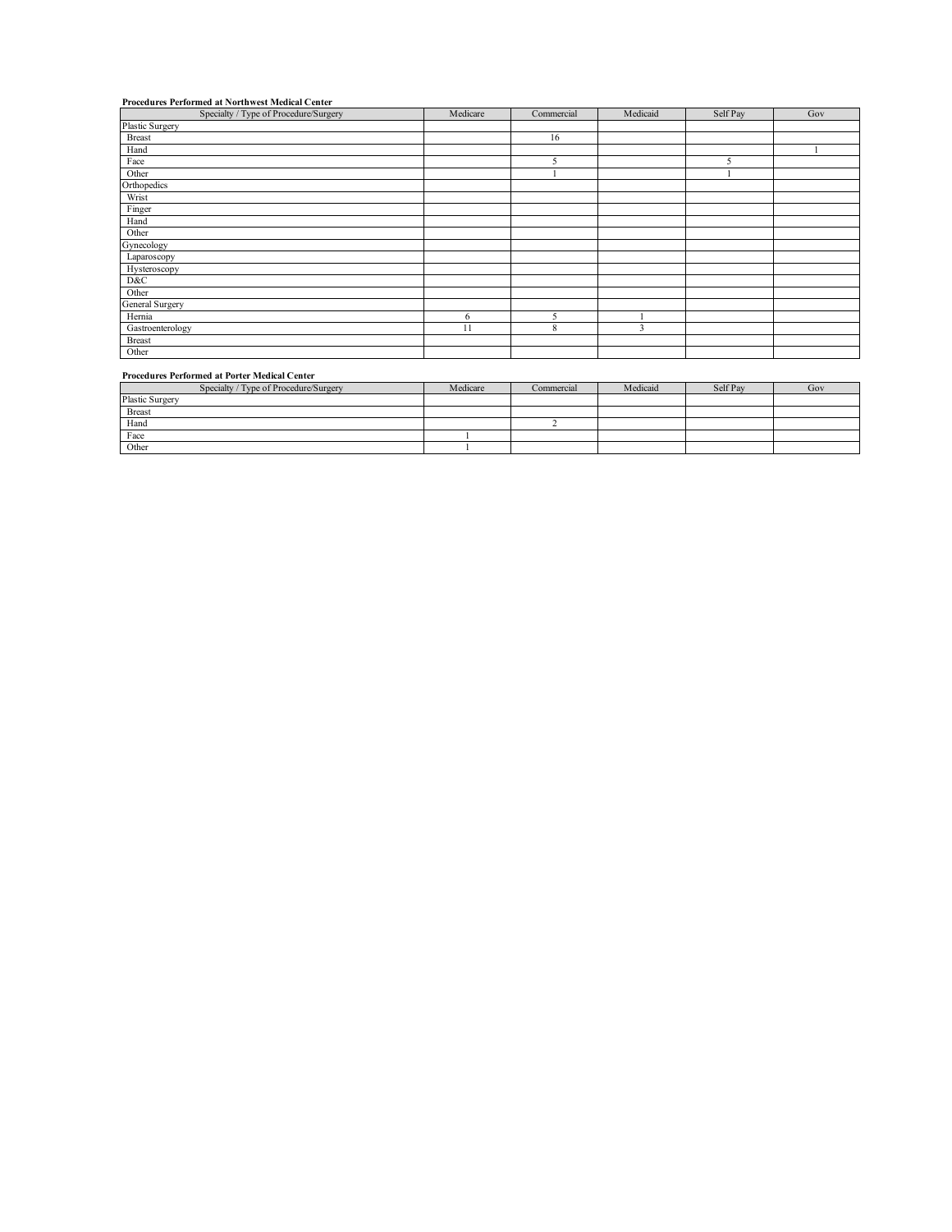**Procedures Performed at Northwest Medical Center**

| Specialty / Type of Procedure/Surgery | Medicare | Commercial | Medicaid | Self Pay | Gov |
|---|---|---|---|---|---|
| Plastic Surgery | | | | | |
| Breast | | 16 | | | |
| Hand | | | | | 1 |
| Face | | 5 | | 5 | |
| Other | | 1 | | 1 | |
| Orthopedics | | | | | |
| Wrist | | | | | |
| Finger | | | | | |
| Hand | | | | | |
| Other | | | | | |
| Gynecology | | | | | |
| Laparoscopy | | | | | |
| Hysteroscopy | | | | | |
| D&C | | | | | |
| Other | | | | | |
| General Surgery | | | | | |
| Hernia | 6 | 5 | 1 | | |
| Gastroenterology | 11 | 8 | 3 | | |
| Breast | | | | | |
| Other | | | | | |

**Procedures Performed at Porter Medical Center**

| Specialty / Type of Procedure/Surgery | Medicare | Commercial | Medicaid | Self Pay | Gov |
|---|---|---|---|---|---|
| Plastic Surgery | | | | | |
| Breast | | | | | |
| Hand | | 2 | | | |
| Face | 1 | | | | |
| Other | 1 | | | | |